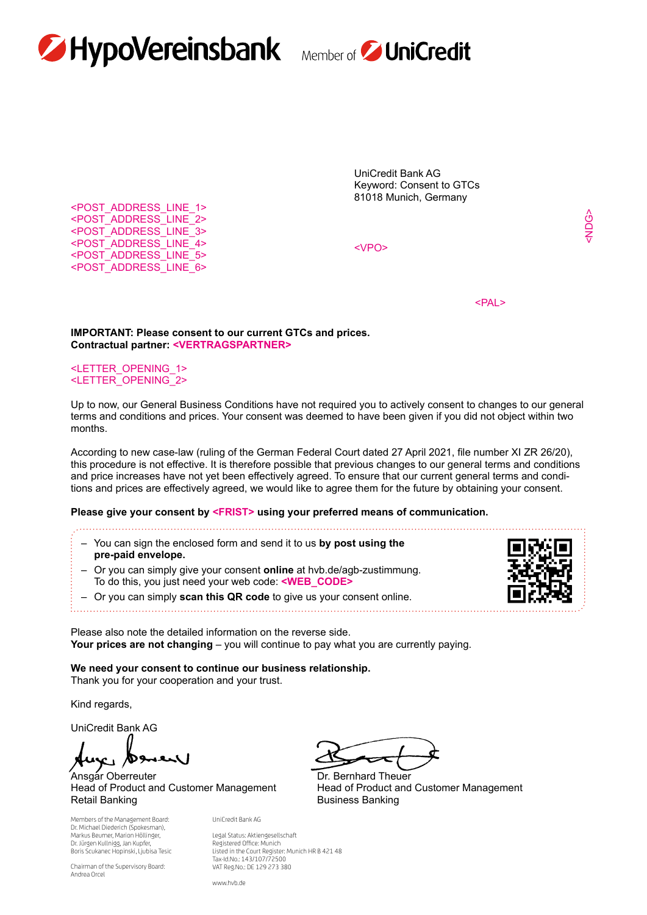HypoVereinsbank Member of UniCredit

UniCredit Bank AG
Keyword: Consent to GTCs
81018 Munich, Germany

<POST_ADDRESS_LINE_1>
<POST_ADDRESS_LINE_2>
<POST_ADDRESS_LINE_3>
<POST_ADDRESS_LINE_4>
<POST_ADDRESS_LINE_5>
<POST_ADDRESS_LINE_6>

<VPO>

<NDG>

<PAL>

**IMPORTANT: Please consent to our current GTCs and prices.**
**Contractual partner: <VERTRAGSPARTNER>**

<LETTER_OPENING_1>
<LETTER_OPENING_2>

Up to now, our General Business Conditions have not required you to actively consent to changes to our general terms and conditions and prices. Your consent was deemed to have been given if you did not object within two months.

According to new case-law (ruling of the German Federal Court dated 27 April 2021, file number XI ZR 26/20), this procedure is not effective. It is therefore possible that previous changes to our general terms and conditions and price increases have not yet been effectively agreed. To ensure that our current general terms and conditions and prices are effectively agreed, we would like to agree them for the future by obtaining your consent.

**Please give your consent by <FRIST> using your preferred means of communication.**

- You can sign the enclosed form and send it to us **by post using the pre-paid envelope.**
- Or you can simply give your consent **online** at hvb.de/agb-zustimmung. To do this, you just need your web code: **<WEB_CODE>**
- Or you can simply **scan this QR code** to give us your consent online.

Please also note the detailed information on the reverse side.
**Your prices are not changing** – you will continue to pay what you are currently paying.

**We need your consent to continue our business relationship.**
Thank you for your cooperation and your trust.

Kind regards,

UniCredit Bank AG

Ansgar Oberreuter
Head of Product and Customer Management
Retail Banking

Dr. Bernhard Theuer
Head of Product and Customer Management
Business Banking

Members of the Management Board:
Dr. Michael Diederich (Spokesman),
Markus Beumer, Marion Höllinger,
Dr. Jürgen Kullnigg, Jan Kupfer,
Boris Scukanec Hopinski, Ljubisa Tesic

Chairman of the Supervisory Board:
Andrea Orcel

UniCredit Bank AG

Legal Status: Aktiengesellschaft
Registered Office: Munich
Listed in the Court Register: Munich HR B 421 48
Tax-Id.No.: 143/107/72500
VAT Reg.No.: DE 129 273 380

www.hvb.de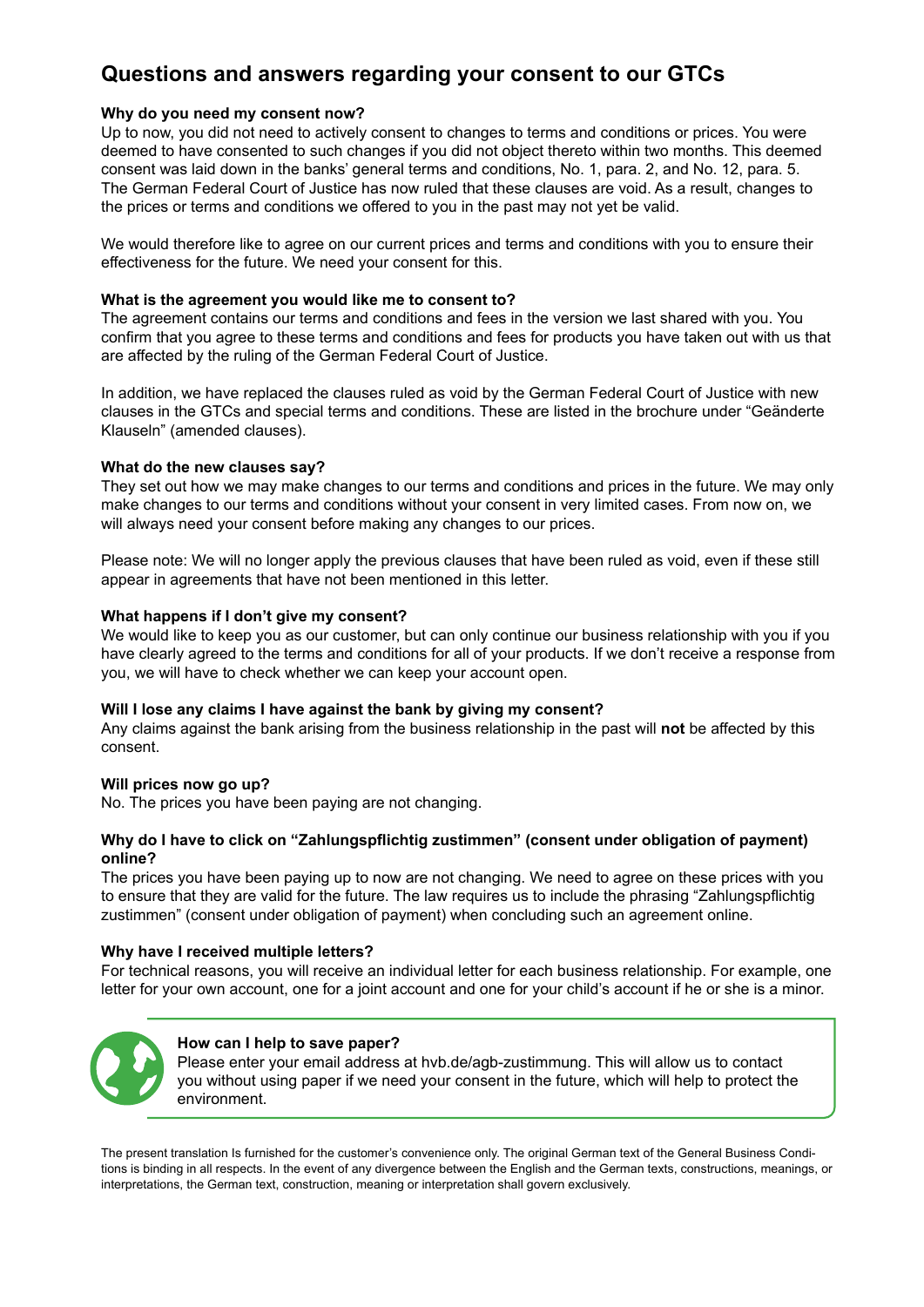# Questions and answers regarding your consent to our GTCs

**Why do you need my consent now?**

Up to now, you did not need to actively consent to changes to terms and conditions or prices. You were deemed to have consented to such changes if you did not object thereto within two months. This deemed consent was laid down in the banks' general terms and conditions, No. 1, para. 2, and No. 12, para. 5. The German Federal Court of Justice has now ruled that these clauses are void. As a result, changes to the prices or terms and conditions we offered to you in the past may not yet be valid.

We would therefore like to agree on our current prices and terms and conditions with you to ensure their effectiveness for the future. We need your consent for this.

**What is the agreement you would like me to consent to?**

The agreement contains our terms and conditions and fees in the version we last shared with you. You confirm that you agree to these terms and conditions and fees for products you have taken out with us that are affected by the ruling of the German Federal Court of Justice.

In addition, we have replaced the clauses ruled as void by the German Federal Court of Justice with new clauses in the GTCs and special terms and conditions. These are listed in the brochure under "Geänderte Klauseln" (amended clauses).

**What do the new clauses say?**

They set out how we may make changes to our terms and conditions and prices in the future. We may only make changes to our terms and conditions without your consent in very limited cases. From now on, we will always need your consent before making any changes to our prices.

Please note: We will no longer apply the previous clauses that have been ruled as void, even if these still appear in agreements that have not been mentioned in this letter.

**What happens if I don't give my consent?**

We would like to keep you as our customer, but can only continue our business relationship with you if you have clearly agreed to the terms and conditions for all of your products. If we don't receive a response from you, we will have to check whether we can keep your account open.

**Will I lose any claims I have against the bank by giving my consent?**

Any claims against the bank arising from the business relationship in the past will **not** be affected by this consent.

**Will prices now go up?**

No. The prices you have been paying are not changing.

**Why do I have to click on "Zahlungspflichtig zustimmen" (consent under obligation of payment) online?**

The prices you have been paying up to now are not changing. We need to agree on these prices with you to ensure that they are valid for the future. The law requires us to include the phrasing "Zahlungspflichtig zustimmen" (consent under obligation of payment) when concluding such an agreement online.

**Why have I received multiple letters?**

For technical reasons, you will receive an individual letter for each business relationship. For example, one letter for your own account, one for a joint account and one for your child's account if he or she is a minor.

**How can I help to save paper?**

Please enter your email address at hvb.de/agb-zustimmung. This will allow us to contact you without using paper if we need your consent in the future, which will help to protect the environment.

The present translation Is furnished for the customer's convenience only. The original German text of the General Business Conditions is binding in all respects. In the event of any divergence between the English and the German texts, constructions, meanings, or interpretations, the German text, construction, meaning or interpretation shall govern exclusively.